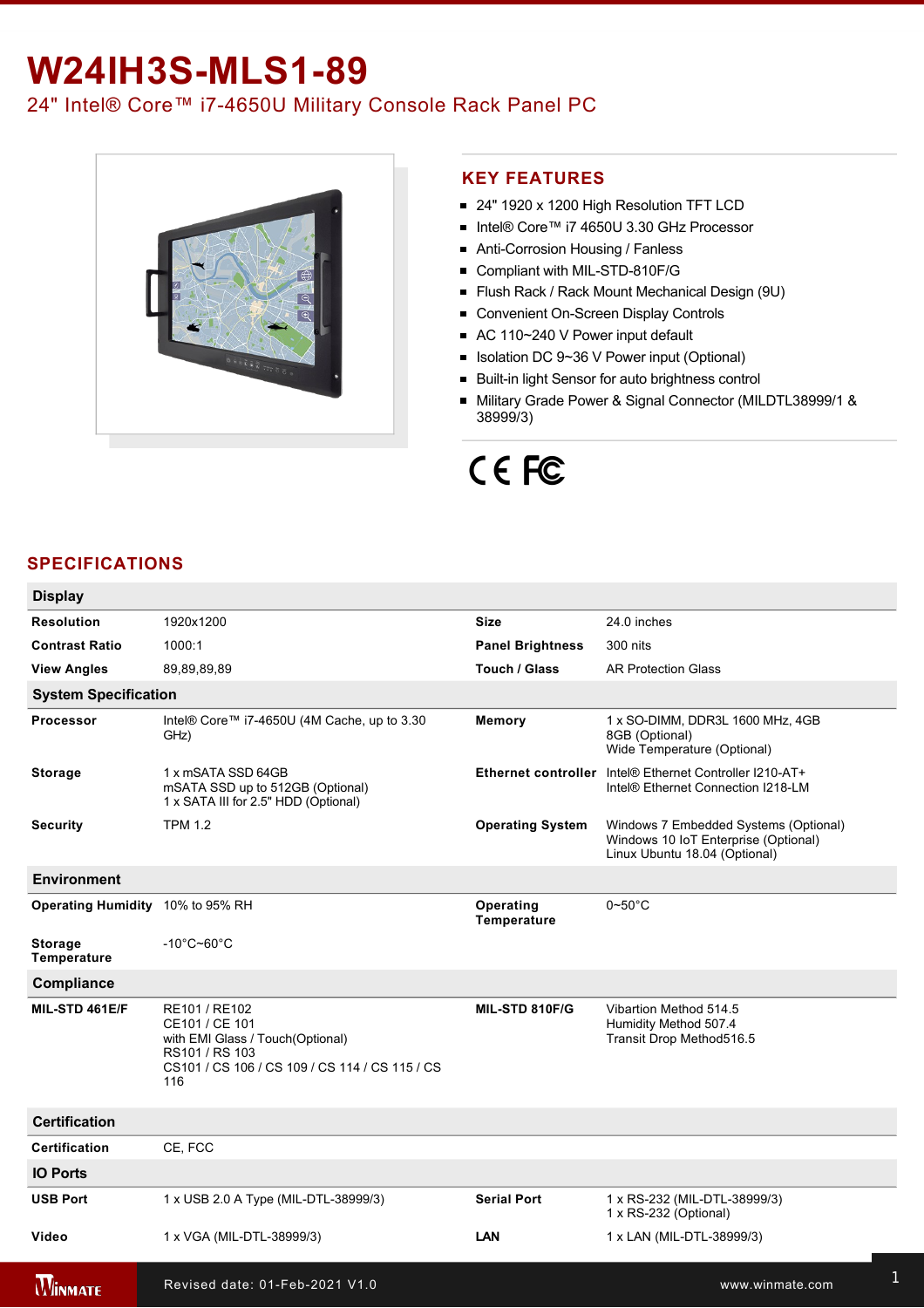# W24IH3S-MLS1-89

## 24" Intel® Core™ i7-4650U Military Console Rack Panel PC

## KEY FEATURES

- 24" 1920 x 1200 High Resolution TFT LCD
- Intel® Core™ i7 4650U 3.30 GHz Processor
- Anti-Corrosion Housing / Fanless
- Compliant with MIL-STD-810F/G
- Flush Rack / Rack Mount Mechanical Design (9U)
- Convenient On-Screen Display Controls
- AC 110~240 V Power input default
- Isolation DC 9~36 V Power input (Optional)
- Built-in light Sensor for auto brightness control
- Military Grade Power & Signal Connector (MILDTL38999/1 & 38999/3)

## SPECIFICATIONS

| **Display** | | | |
|---|---|---|---|
| **Resolution** | 1920x1200 | **Size** | 24.0 inches |
| **Contrast Ratio** | 1000:1 | **Panel Brightness** | 300 nits |
| **View Angles** | 89,89,89,89 | **Touch / Glass** | AR Protection Glass |
| **System Specification** | | | |
| **Processor** | Intel® Core™ i7-4650U (4M Cache, up to 3.30 GHz) | **Memory** | 1 x SO-DIMM, DDR3L 1600 MHz, 4GB<br>8GB (Optional)<br>Wide Temperature (Optional) |
| **Storage** | 1 x mSATA SSD 64GB<br>mSATA SSD up to 512GB (Optional)<br>1 x SATA III for 2.5" HDD (Optional) | **Ethernet controller** | Intel® Ethernet Controller I210-AT+<br>Intel® Ethernet Connection I218-LM |
| **Security** | TPM 1.2 | **Operating System** | Windows 7 Embedded Systems (Optional)<br>Windows 10 IoT Enterprise (Optional)<br>Linux Ubuntu 18.04 (Optional) |
| **Environment** | | | |
| **Operating Humidity** | 10% to 95% RH | **Operating Temperature** | 0~50°C |
| **Storage Temperature** | -10°C~60°C | | |
| **Compliance** | | | |
| **MIL-STD 461E/F** | RE101 / RE102<br>CE101 / CE 101<br>with EMI Glass / Touch(Optional)<br>RS101 / RS 103<br>CS101 / CS 106 / CS 109 / CS 114 / CS 115 / CS 116 | **MIL-STD 810F/G** | Vibartion Method 514.5<br>Humidity Method 507.4<br>Transit Drop Method516.5 |
| **Certification** | | | |
| **Certification** | CE, FCC | | |
| **IO Ports** | | | |
| **USB Port** | 1 x USB 2.0 A Type (MIL-DTL-38999/3) | **Serial Port** | 1 x RS-232 (MIL-DTL-38999/3)<br>1 x RS-232 (Optional) |
| **Video** | 1 x VGA (MIL-DTL-38999/3) | **LAN** | 1 x LAN (MIL-DTL-38999/3) |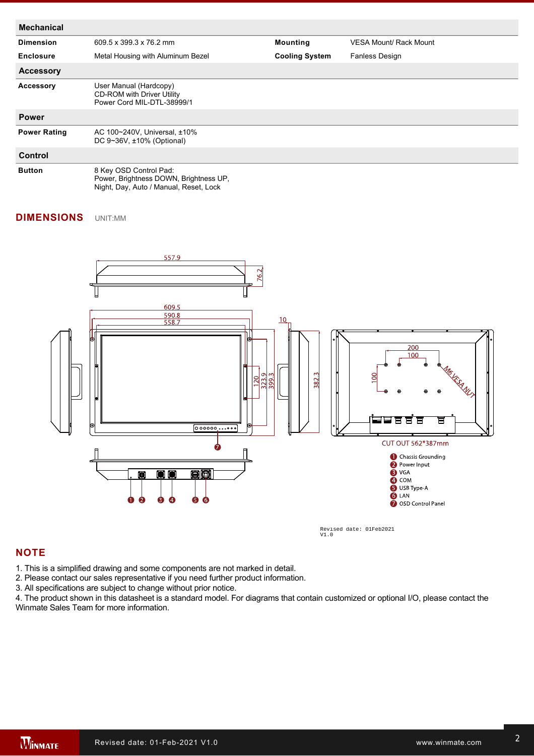## Mechanical

| | | | |
|---|---|---|---|
| **Dimension** | 609.5 x 399.3 x 76.2 mm | **Mounting** | VESA Mount/ Rack Mount |
| **Enclosure** | Metal Housing with Aluminum Bezel | **Cooling System** | Fanless Design |

## Accessory

| | |
|---|---|
| **Accessory** | User Manual (Hardcopy)<br>CD-ROM with Driver Utility<br>Power Cord MIL-DTL-38999/1 |

## Power

| | |
|---|---|
| **Power Rating** | AC 100~240V, Universal, ±10%<br>DC 9~36V, ±10% (Optional) |

## Control

| | |
|---|---|
| **Button** | 8 Key OSD Control Pad:<br>Power, Brightness DOWN, Brightness UP,<br>Night, Day, Auto / Manual, Reset, Lock |

## DIMENSIONS

UNIT:MM

557.9
76.2
609.5
590.8
558.7
10
120
323.9
399.3
382.3
200
100
100
M6 VESA NUT
CUT OUT 562*387mm

1. Chassis Grounding
2. Power Input
3. VGA
4. COM
5. USB Type-A
6. LAN
7. OSD Control Panel

Revised date: 01Feb2021
V1.0

## NOTE

1. This is a simplified drawing and some components are not marked in detail.
2. Please contact our sales representative if you need further product information.
3. All specifications are subject to change without prior notice.
4. The product shown in this datasheet is a standard model. For diagrams that contain customized or optional I/O, please contact the Winmate Sales Team for more information.